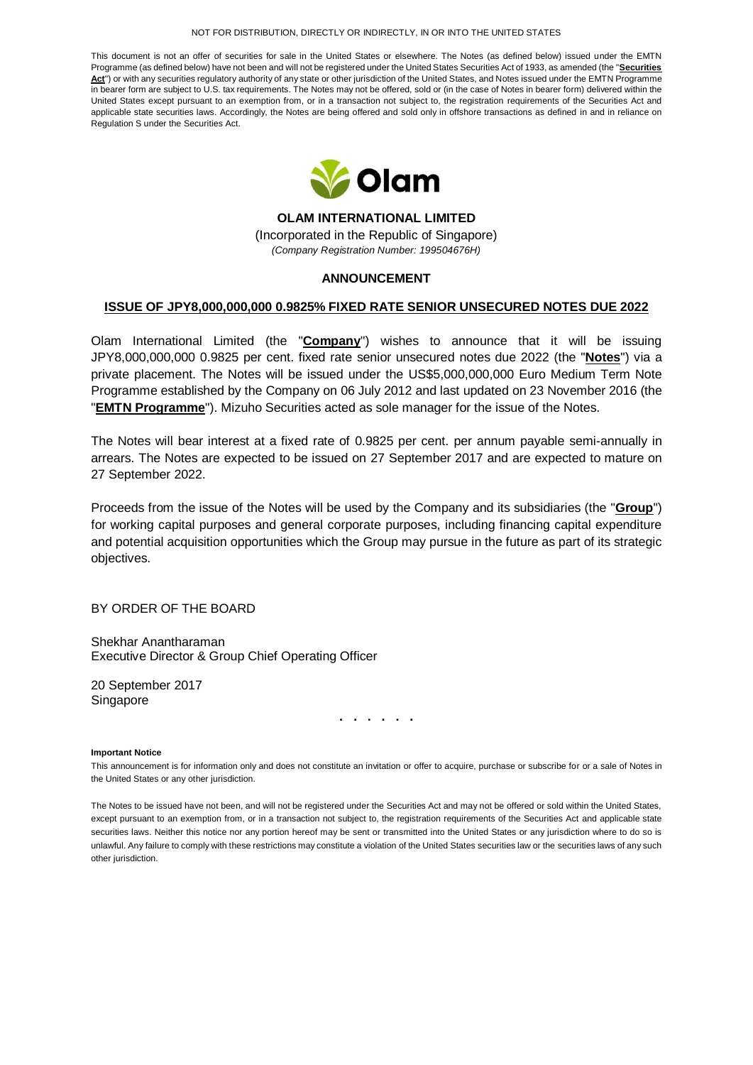NOT FOR DISTRIBUTION, DIRECTLY OR INDIRECTLY, IN OR INTO THE UNITED STATES

This document is not an offer of securities for sale in the United States or elsewhere. The Notes (as defined below) issued under the EMTN Programme (as defined below) have not been and will not be registered under the United States Securities Act of 1933, as amended (the "**Securities Act**") or with any securities regulatory authority of any state or other jurisdiction of the United States, and Notes issued under the EMTN Programme in bearer form are subject to U.S. tax requirements. The Notes may not be offered, sold or (in the case of Notes in bearer form) delivered within the United States except pursuant to an exemption from, or in a transaction not subject to, the registration requirements of the Securities Act and applicable state securities laws. Accordingly, the Notes are being offered and sold only in offshore transactions as defined in and in reliance on Regulation S under the Securities Act.

**OLAM INTERNATIONAL LIMITED**

(Incorporated in the Republic of Singapore)

*(Company Registration Number: 199504676H)*

## ANNOUNCEMENT

## ISSUE OF JPY8,000,000,000 0.9825% FIXED RATE SENIOR UNSECURED NOTES DUE 2022

Olam International Limited (the "**Company**") wishes to announce that it will be issuing JPY8,000,000,000 0.9825 per cent. fixed rate senior unsecured notes due 2022 (the "**Notes**") via a private placement. The Notes will be issued under the US$5,000,000,000 Euro Medium Term Note Programme established by the Company on 06 July 2012 and last updated on 23 November 2016 (the "**EMTN Programme**"). Mizuho Securities acted as sole manager for the issue of the Notes.

The Notes will bear interest at a fixed rate of 0.9825 per cent. per annum payable semi-annually in arrears. The Notes are expected to be issued on 27 September 2017 and are expected to mature on 27 September 2022.

Proceeds from the issue of the Notes will be used by the Company and its subsidiaries (the "**Group**") for working capital purposes and general corporate purposes, including financing capital expenditure and potential acquisition opportunities which the Group may pursue in the future as part of its strategic objectives.

BY ORDER OF THE BOARD

Shekhar Anantharaman
Executive Director & Group Chief Operating Officer

20 September 2017
Singapore

. . . . . .

**Important Notice**

This announcement is for information only and does not constitute an invitation or offer to acquire, purchase or subscribe for or a sale of Notes in the United States or any other jurisdiction.

The Notes to be issued have not been, and will not be registered under the Securities Act and may not be offered or sold within the United States, except pursuant to an exemption from, or in a transaction not subject to, the registration requirements of the Securities Act and applicable state securities laws. Neither this notice nor any portion hereof may be sent or transmitted into the United States or any jurisdiction where to do so is unlawful. Any failure to comply with these restrictions may constitute a violation of the United States securities law or the securities laws of any such other jurisdiction.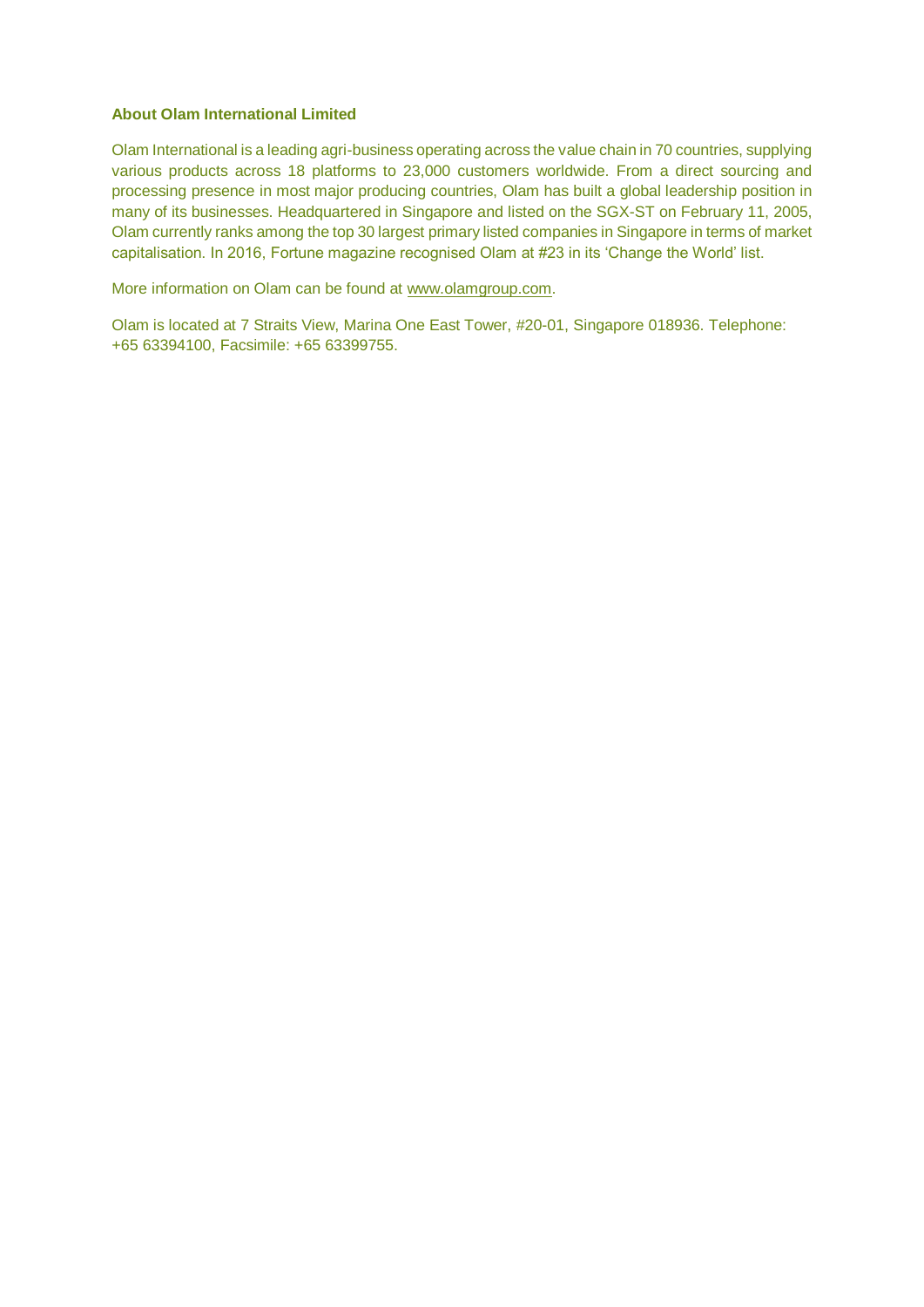**About Olam International Limited**

Olam International is a leading agri-business operating across the value chain in 70 countries, supplying various products across 18 platforms to 23,000 customers worldwide. From a direct sourcing and processing presence in most major producing countries, Olam has built a global leadership position in many of its businesses. Headquartered in Singapore and listed on the SGX-ST on February 11, 2005, Olam currently ranks among the top 30 largest primary listed companies in Singapore in terms of market capitalisation. In 2016, Fortune magazine recognised Olam at #23 in its 'Change the World' list.

More information on Olam can be found at www.olamgroup.com.

Olam is located at 7 Straits View, Marina One East Tower, #20-01, Singapore 018936. Telephone: +65 63394100, Facsimile: +65 63399755.